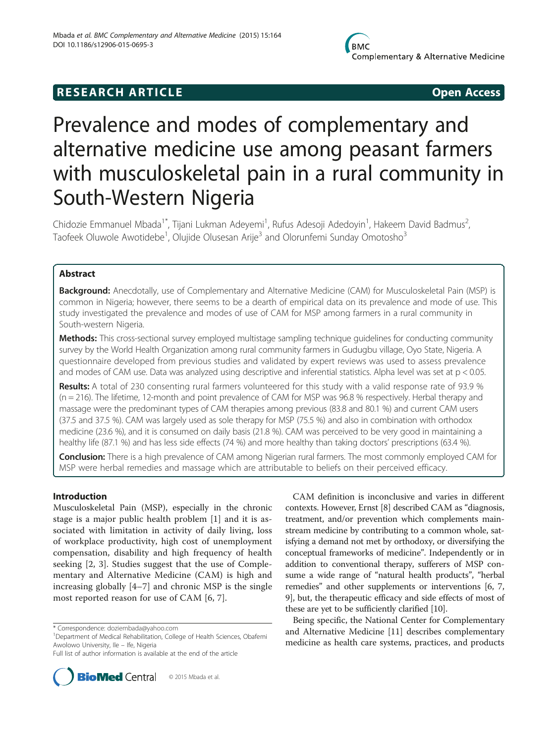RESEARCH ARTICLE Open Access

# Prevalence and modes of complementary and alternative medicine use among peasant farmers with musculoskeletal pain in a rural community in South-Western Nigeria

Chidozie Emmanuel Mbada[1*], Tijani Lukman Adeyemi[1], Rufus Adesoji Adedoyin[1], Hakeem David Badmus[2], Taofeek Oluwole Awotidebe[1], Olujide Olusesan Arije[3] and Olorunfemi Sunday Omotosho[3]

## Abstract

**Background:** Anecdotally, use of Complementary and Alternative Medicine (CAM) for Musculoskeletal Pain (MSP) is common in Nigeria; however, there seems to be a dearth of empirical data on its prevalence and mode of use. This study investigated the prevalence and modes of use of CAM for MSP among farmers in a rural community in South-western Nigeria.

**Methods:** This cross-sectional survey employed multistage sampling technique guidelines for conducting community survey by the World Health Organization among rural community farmers in Gudugbu village, Oyo State, Nigeria. A questionnaire developed from previous studies and validated by expert reviews was used to assess prevalence and modes of CAM use. Data was analyzed using descriptive and inferential statistics. Alpha level was set at $p < 0.05$.

**Results:** A total of 230 consenting rural farmers volunteered for this study with a valid response rate of 93.9 % (n = 216). The lifetime, 12-month and point prevalence of CAM for MSP was 96.8 % respectively. Herbal therapy and massage were the predominant types of CAM therapies among previous (83.8 and 80.1 %) and current CAM users (37.5 and 37.5 %). CAM was largely used as sole therapy for MSP (75.5 %) and also in combination with orthodox medicine (23.6 %), and it is consumed on daily basis (21.8 %). CAM was perceived to be very good in maintaining a healthy life (87.1 %) and has less side effects (74 %) and more healthy than taking doctors' prescriptions (63.4 %).

**Conclusion:** There is a high prevalence of CAM among Nigerian rural farmers. The most commonly employed CAM for MSP were herbal remedies and massage which are attributable to beliefs on their perceived efficacy.

## Introduction

Musculoskeletal Pain (MSP), especially in the chronic stage is a major public health problem [1] and it is associated with limitation in activity of daily living, loss of workplace productivity, high cost of unemployment compensation, disability and high frequency of health seeking [2, 3]. Studies suggest that the use of Complementary and Alternative Medicine (CAM) is high and increasing globally [4–7] and chronic MSP is the single most reported reason for use of CAM [6, 7].

CAM definition is inconclusive and varies in different contexts. However, Ernst [8] described CAM as "diagnosis, treatment, and/or prevention which complements mainstream medicine by contributing to a common whole, satisfying a demand not met by orthodoxy, or diversifying the conceptual frameworks of medicine". Independently or in addition to conventional therapy, sufferers of MSP consume a wide range of "natural health products", "herbal remedies" and other supplements or interventions [6, 7, 9], but, the therapeutic efficacy and side effects of most of these are yet to be sufficiently clarified [10].

Being specific, the National Center for Complementary and Alternative Medicine [11] describes complementary medicine as health care systems, practices, and products

\* Correspondence: doziembada@yahoo.com
[1]Department of Medical Rehabilitation, College of Health Sciences, Obafemi Awolowo University, Ile – Ife, Nigeria
Full list of author information is available at the end of the article

© 2015 Mbada et al.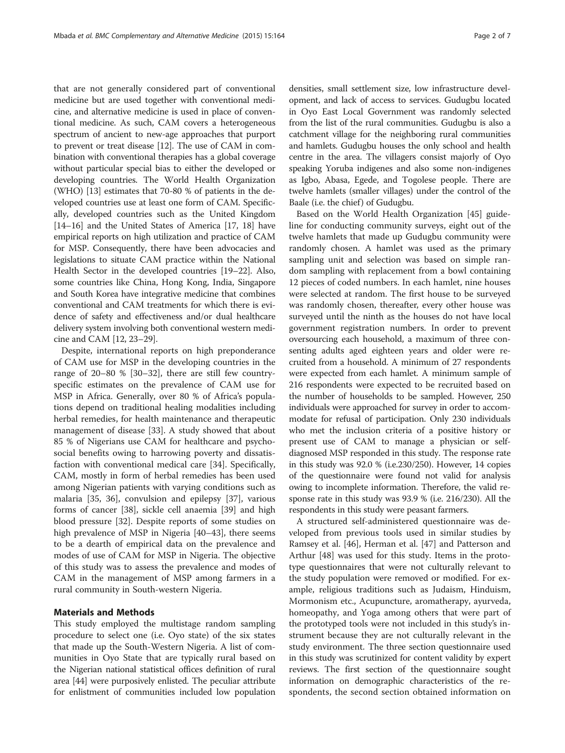that are not generally considered part of conventional medicine but are used together with conventional medicine, and alternative medicine is used in place of conventional medicine. As such, CAM covers a heterogeneous spectrum of ancient to new-age approaches that purport to prevent or treat disease [12]. The use of CAM in combination with conventional therapies has a global coverage without particular special bias to either the developed or developing countries. The World Health Organization (WHO) [13] estimates that 70-80 % of patients in the developed countries use at least one form of CAM. Specifically, developed countries such as the United Kingdom [14–16] and the United States of America [17, 18] have empirical reports on high utilization and practice of CAM for MSP. Consequently, there have been advocacies and legislations to situate CAM practice within the National Health Sector in the developed countries [19–22]. Also, some countries like China, Hong Kong, India, Singapore and South Korea have integrative medicine that combines conventional and CAM treatments for which there is evidence of safety and effectiveness and/or dual healthcare delivery system involving both conventional western medicine and CAM [12, 23–29].

Despite, international reports on high preponderance of CAM use for MSP in the developing countries in the range of 20–80 % [30–32], there are still few country-specific estimates on the prevalence of CAM use for MSP in Africa. Generally, over 80 % of Africa's populations depend on traditional healing modalities including herbal remedies, for health maintenance and therapeutic management of disease [33]. A study showed that about 85 % of Nigerians use CAM for healthcare and psychosocial benefits owing to harrowing poverty and dissatisfaction with conventional medical care [34]. Specifically, CAM, mostly in form of herbal remedies has been used among Nigerian patients with varying conditions such as malaria [35, 36], convulsion and epilepsy [37], various forms of cancer [38], sickle cell anaemia [39] and high blood pressure [32]. Despite reports of some studies on high prevalence of MSP in Nigeria [40–43], there seems to be a dearth of empirical data on the prevalence and modes of use of CAM for MSP in Nigeria. The objective of this study was to assess the prevalence and modes of CAM in the management of MSP among farmers in a rural community in South-western Nigeria.

## Materials and Methods

This study employed the multistage random sampling procedure to select one (i.e. Oyo state) of the six states that made up the South-Western Nigeria. A list of communities in Oyo State that are typically rural based on the Nigerian national statistical offices definition of rural area [44] were purposively enlisted. The peculiar attribute for enlistment of communities included low population densities, small settlement size, low infrastructure development, and lack of access to services. Gudugbu located in Oyo East Local Government was randomly selected from the list of the rural communities. Gudugbu is also a catchment village for the neighboring rural communities and hamlets. Gudugbu houses the only school and health centre in the area. The villagers consist majorly of Oyo speaking Yoruba indigenes and also some non-indigenes as Igbo, Abasa, Egede, and Togolese people. There are twelve hamlets (smaller villages) under the control of the Baale (i.e. the chief) of Gudugbu.

Based on the World Health Organization [45] guideline for conducting community surveys, eight out of the twelve hamlets that made up Gudugbu community were randomly chosen. A hamlet was used as the primary sampling unit and selection was based on simple random sampling with replacement from a bowl containing 12 pieces of coded numbers. In each hamlet, nine houses were selected at random. The first house to be surveyed was randomly chosen, thereafter, every other house was surveyed until the ninth as the houses do not have local government registration numbers. In order to prevent oversourcing each household, a maximum of three consenting adults aged eighteen years and older were recruited from a household. A minimum of 27 respondents were expected from each hamlet. A minimum sample of 216 respondents were expected to be recruited based on the number of households to be sampled. However, 250 individuals were approached for survey in order to accommodate for refusal of participation. Only 230 individuals who met the inclusion criteria of a positive history or present use of CAM to manage a physician or self-diagnosed MSP responded in this study. The response rate in this study was 92.0 % (i.e.230/250). However, 14 copies of the questionnaire were found not valid for analysis owing to incomplete information. Therefore, the valid response rate in this study was 93.9 % (i.e. 216/230). All the respondents in this study were peasant farmers.

A structured self-administered questionnaire was developed from previous tools used in similar studies by Ramsey et al. [46], Herman et al. [47] and Patterson and Arthur [48] was used for this study. Items in the prototype questionnaires that were not culturally relevant to the study population were removed or modified. For example, religious traditions such as Judaism, Hinduism, Mormonism etc., Acupuncture, aromatherapy, ayurveda, homeopathy, and Yoga among others that were part of the prototyped tools were not included in this study's instrument because they are not culturally relevant in the study environment. The three section questionnaire used in this study was scrutinized for content validity by expert reviews. The first section of the questionnaire sought information on demographic characteristics of the respondents, the second section obtained information on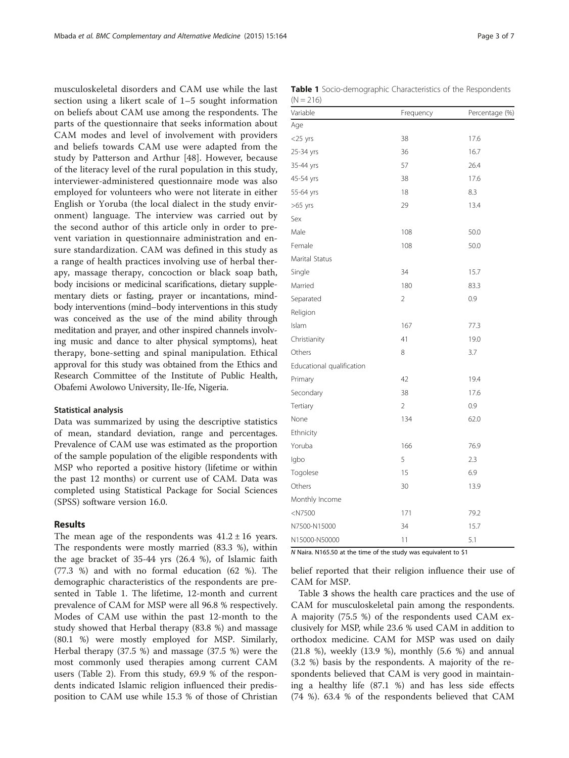musculoskeletal disorders and CAM use while the last section using a likert scale of 1–5 sought information on beliefs about CAM use among the respondents. The parts of the questionnaire that seeks information about CAM modes and level of involvement with providers and beliefs towards CAM use were adapted from the study by Patterson and Arthur [48]. However, because of the literacy level of the rural population in this study, interviewer-administered questionnaire mode was also employed for volunteers who were not literate in either English or Yoruba (the local dialect in the study environment) language. The interview was carried out by the second author of this article only in order to prevent variation in questionnaire administration and ensure standardization. CAM was defined in this study as a range of health practices involving use of herbal therapy, massage therapy, concoction or black soap bath, body incisions or medicinal scarifications, dietary supplementary diets or fasting, prayer or incantations, mind-body interventions (mind–body interventions in this study was conceived as the use of the mind ability through meditation and prayer, and other inspired channels involving music and dance to alter physical symptoms), heat therapy, bone-setting and spinal manipulation. Ethical approval for this study was obtained from the Ethics and Research Committee of the Institute of Public Health, Obafemi Awolowo University, Ile-Ife, Nigeria.

### Statistical analysis

Data was summarized by using the descriptive statistics of mean, standard deviation, range and percentages. Prevalence of CAM use was estimated as the proportion of the sample population of the eligible respondents with MSP who reported a positive history (lifetime or within the past 12 months) or current use of CAM. Data was completed using Statistical Package for Social Sciences (SPSS) software version 16.0.

## Results

The mean age of the respondents was $41.2 \pm 16$ years. The respondents were mostly married (83.3 %), within the age bracket of 35-44 yrs (26.4 %), of Islamic faith (77.3 %) and with no formal education (62 %). The demographic characteristics of the respondents are presented in Table 1. The lifetime, 12-month and current prevalence of CAM for MSP were all 96.8 % respectively. Modes of CAM use within the past 12-month to the study showed that Herbal therapy (83.8 %) and massage (80.1 %) were mostly employed for MSP. Similarly, Herbal therapy (37.5 %) and massage (37.5 %) were the most commonly used therapies among current CAM users (Table 2). From this study, 69.9 % of the respondents indicated Islamic religion influenced their predisposition to CAM use while 15.3 % of those of Christian belief reported that their religion influence their use of CAM for MSP.

**Table 1** Socio-demographic Characteristics of the Respondents (N = 216)

| Variable | Frequency | Percentage (%) |
|---|---|---|
| Age | | |
| <25 yrs | 38 | 17.6 |
| 25-34 yrs | 36 | 16.7 |
| 35-44 yrs | 57 | 26.4 |
| 45-54 yrs | 38 | 17.6 |
| 55-64 yrs | 18 | 8.3 |
| >65 yrs | 29 | 13.4 |
| Sex | | |
| Male | 108 | 50.0 |
| Female | 108 | 50.0 |
| Marital Status | | |
| Single | 34 | 15.7 |
| Married | 180 | 83.3 |
| Separated | 2 | 0.9 |
| Religion | | |
| Islam | 167 | 77.3 |
| Christianity | 41 | 19.0 |
| Others | 8 | 3.7 |
| Educational qualification | | |
| Primary | 42 | 19.4 |
| Secondary | 38 | 17.6 |
| Tertiary | 2 | 0.9 |
| None | 134 | 62.0 |
| Ethnicity | | |
| Yoruba | 166 | 76.9 |
| Igbo | 5 | 2.3 |
| Togolese | 15 | 6.9 |
| Others | 30 | 13.9 |
| Monthly Income | | |
| <N7500 | 171 | 79.2 |
| N7500-N15000 | 34 | 15.7 |
| N15000-N50000 | 11 | 5.1 |

*N* Naira. N165.50 at the time of the study was equivalent to $1

Table 3 shows the health care practices and the use of CAM for musculoskeletal pain among the respondents. A majority (75.5 %) of the respondents used CAM exclusively for MSP, while 23.6 % used CAM in addition to orthodox medicine. CAM for MSP was used on daily (21.8 %), weekly (13.9 %), monthly (5.6 %) and annual (3.2 %) basis by the respondents. A majority of the respondents believed that CAM is very good in maintaining a healthy life (87.1 %) and has less side effects (74 %). 63.4 % of the respondents believed that CAM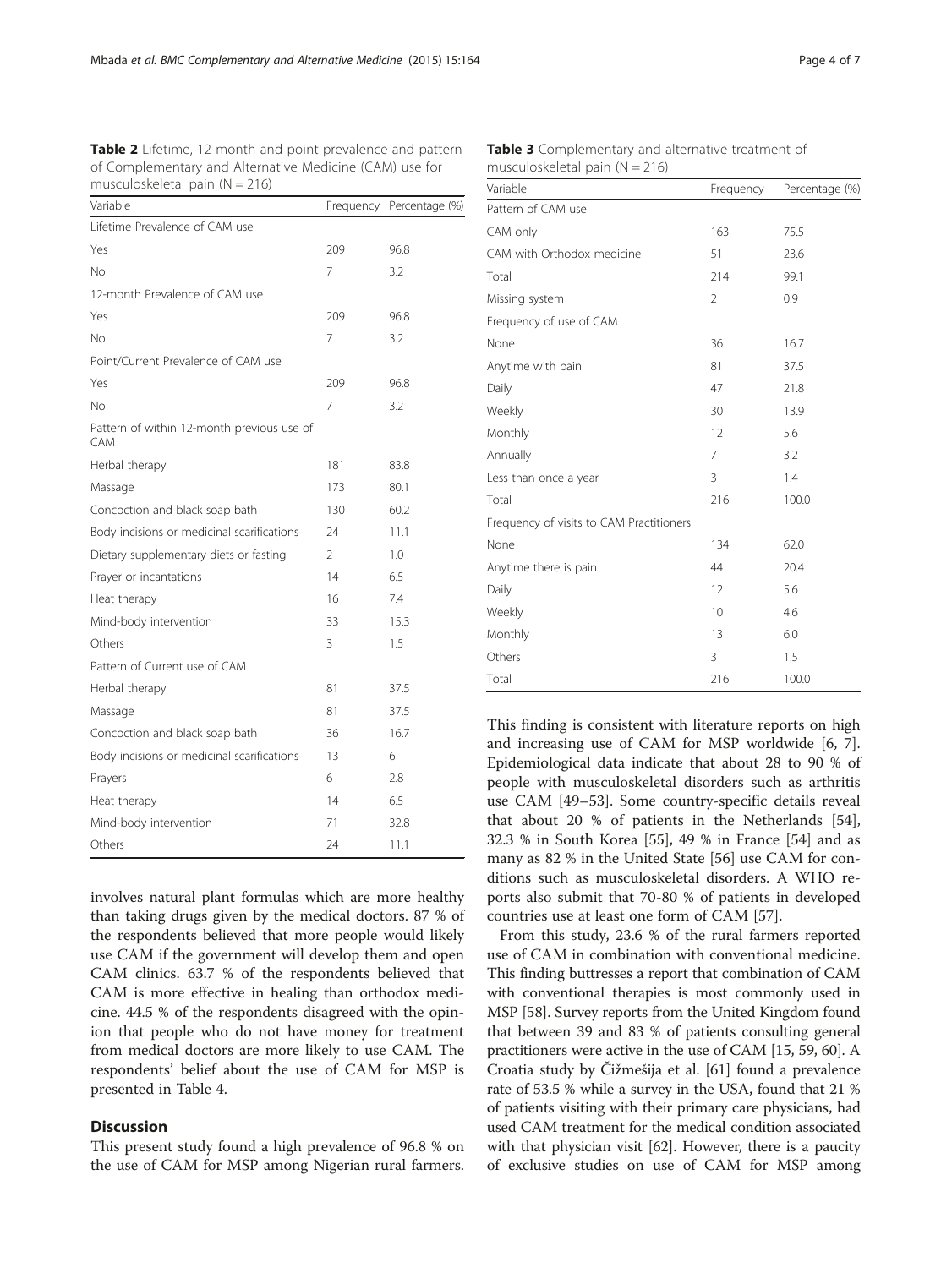**Table 2** Lifetime, 12-month and point prevalence and pattern of Complementary and Alternative Medicine (CAM) use for musculoskeletal pain (N = 216)

| Variable | Frequency | Percentage (%) |
|---|---|---|
| Lifetime Prevalence of CAM use | | |
| Yes | 209 | 96.8 |
| No | 7 | 3.2 |
| 12-month Prevalence of CAM use | | |
| Yes | 209 | 96.8 |
| No | 7 | 3.2 |
| Point/Current Prevalence of CAM use | | |
| Yes | 209 | 96.8 |
| No | 7 | 3.2 |
| Pattern of within 12-month previous use of CAM | | |
| Herbal therapy | 181 | 83.8 |
| Massage | 173 | 80.1 |
| Concoction and black soap bath | 130 | 60.2 |
| Body incisions or medicinal scarifications | 24 | 11.1 |
| Dietary supplementary diets or fasting | 2 | 1.0 |
| Prayer or incantations | 14 | 6.5 |
| Heat therapy | 16 | 7.4 |
| Mind-body intervention | 33 | 15.3 |
| Others | 3 | 1.5 |
| Pattern of Current use of CAM | | |
| Herbal therapy | 81 | 37.5 |
| Massage | 81 | 37.5 |
| Concoction and black soap bath | 36 | 16.7 |
| Body incisions or medicinal scarifications | 13 | 6 |
| Prayers | 6 | 2.8 |
| Heat therapy | 14 | 6.5 |
| Mind-body intervention | 71 | 32.8 |
| Others | 24 | 11.1 |

**Table 3** Complementary and alternative treatment of musculoskeletal pain (N = 216)

| Variable | Frequency | Percentage (%) |
|---|---|---|
| Pattern of CAM use | | |
| CAM only | 163 | 75.5 |
| CAM with Orthodox medicine | 51 | 23.6 |
| Total | 214 | 99.1 |
| Missing system | 2 | 0.9 |
| Frequency of use of CAM | | |
| None | 36 | 16.7 |
| Anytime with pain | 81 | 37.5 |
| Daily | 47 | 21.8 |
| Weekly | 30 | 13.9 |
| Monthly | 12 | 5.6 |
| Annually | 7 | 3.2 |
| Less than once a year | 3 | 1.4 |
| Total | 216 | 100.0 |
| Frequency of visits to CAM Practitioners | | |
| None | 134 | 62.0 |
| Anytime there is pain | 44 | 20.4 |
| Daily | 12 | 5.6 |
| Weekly | 10 | 4.6 |
| Monthly | 13 | 6.0 |
| Others | 3 | 1.5 |
| Total | 216 | 100.0 |

involves natural plant formulas which are more healthy than taking drugs given by the medical doctors. 87 % of the respondents believed that more people would likely use CAM if the government will develop them and open CAM clinics. 63.7 % of the respondents believed that CAM is more effective in healing than orthodox medicine. 44.5 % of the respondents disagreed with the opinion that people who do not have money for treatment from medical doctors are more likely to use CAM. The respondents' belief about the use of CAM for MSP is presented in Table 4.

## Discussion

This present study found a high prevalence of 96.8 % on the use of CAM for MSP among Nigerian rural farmers. This finding is consistent with literature reports on high and increasing use of CAM for MSP worldwide [6, 7]. Epidemiological data indicate that about 28 to 90 % of people with musculoskeletal disorders such as arthritis use CAM [49–53]. Some country-specific details reveal that about 20 % of patients in the Netherlands [54], 32.3 % in South Korea [55], 49 % in France [54] and as many as 82 % in the United State [56] use CAM for conditions such as musculoskeletal disorders. A WHO reports also submit that 70-80 % of patients in developed countries use at least one form of CAM [57].

From this study, 23.6 % of the rural farmers reported use of CAM in combination with conventional medicine. This finding buttresses a report that combination of CAM with conventional therapies is most commonly used in MSP [58]. Survey reports from the United Kingdom found that between 39 and 83 % of patients consulting general practitioners were active in the use of CAM [15, 59, 60]. A Croatia study by Čižmešija et al. [61] found a prevalence rate of 53.5 % while a survey in the USA, found that 21 % of patients visiting with their primary care physicians, had used CAM treatment for the medical condition associated with that physician visit [62]. However, there is a paucity of exclusive studies on use of CAM for MSP among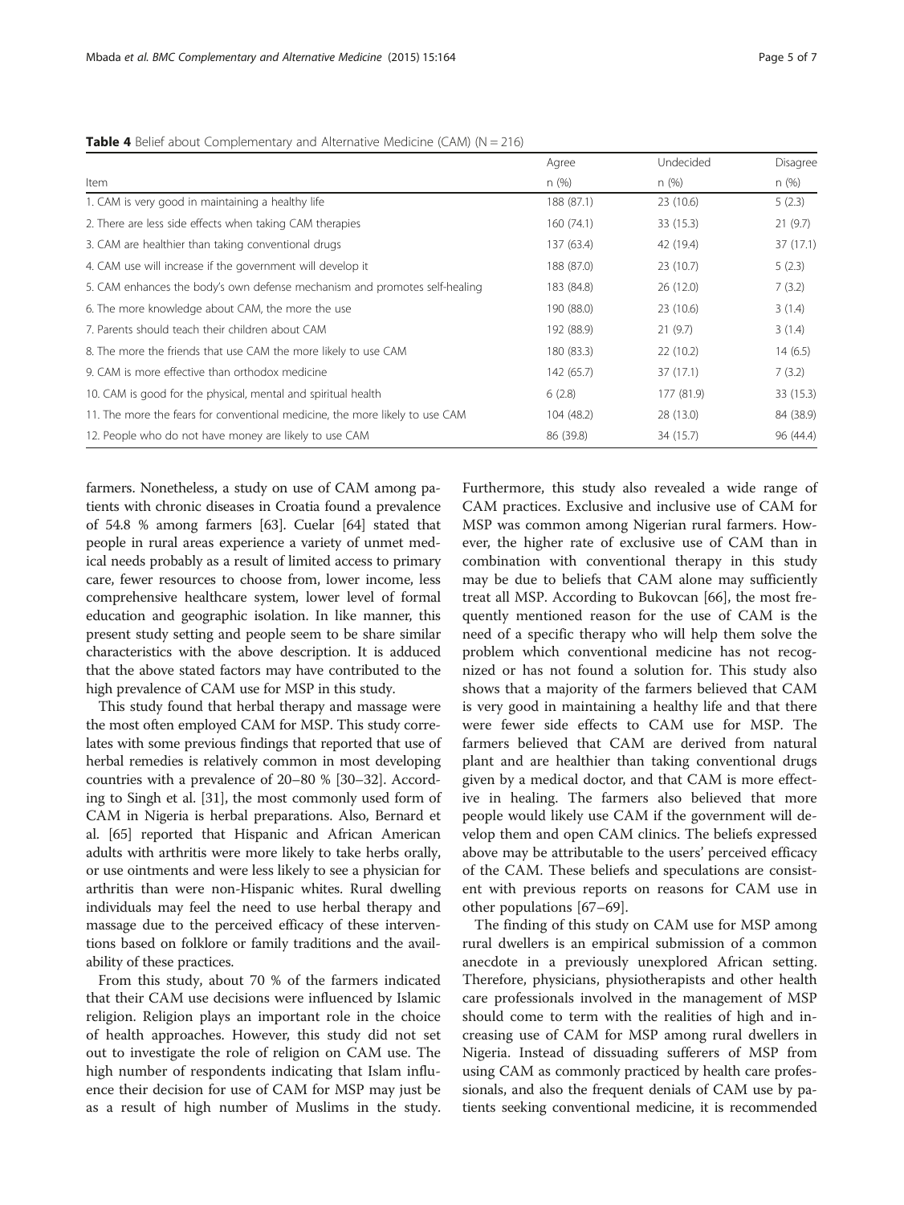**Table 4** Belief about Complementary and Alternative Medicine (CAM) (N = 216)

| Item | Agree n (%) | Undecided n (%) | Disagree n (%) |
|---|---|---|---|
| 1. CAM is very good in maintaining a healthy life | 188 (87.1) | 23 (10.6) | 5 (2.3) |
| 2. There are less side effects when taking CAM therapies | 160 (74.1) | 33 (15.3) | 21 (9.7) |
| 3. CAM are healthier than taking conventional drugs | 137 (63.4) | 42 (19.4) | 37 (17.1) |
| 4. CAM use will increase if the government will develop it | 188 (87.0) | 23 (10.7) | 5 (2.3) |
| 5. CAM enhances the body's own defense mechanism and promotes self-healing | 183 (84.8) | 26 (12.0) | 7 (3.2) |
| 6. The more knowledge about CAM, the more the use | 190 (88.0) | 23 (10.6) | 3 (1.4) |
| 7. Parents should teach their children about CAM | 192 (88.9) | 21 (9.7) | 3 (1.4) |
| 8. The more the friends that use CAM the more likely to use CAM | 180 (83.3) | 22 (10.2) | 14 (6.5) |
| 9. CAM is more effective than orthodox medicine | 142 (65.7) | 37 (17.1) | 7 (3.2) |
| 10. CAM is good for the physical, mental and spiritual health | 6 (2.8) | 177 (81.9) | 33 (15.3) |
| 11. The more the fears for conventional medicine, the more likely to use CAM | 104 (48.2) | 28 (13.0) | 84 (38.9) |
| 12. People who do not have money are likely to use CAM | 86 (39.8) | 34 (15.7) | 96 (44.4) |

farmers. Nonetheless, a study on use of CAM among patients with chronic diseases in Croatia found a prevalence of 54.8 % among farmers [63]. Cuelar [64] stated that people in rural areas experience a variety of unmet medical needs probably as a result of limited access to primary care, fewer resources to choose from, lower income, less comprehensive healthcare system, lower level of formal education and geographic isolation. In like manner, this present study setting and people seem to be share similar characteristics with the above description. It is adduced that the above stated factors may have contributed to the high prevalence of CAM use for MSP in this study.

This study found that herbal therapy and massage were the most often employed CAM for MSP. This study correlates with some previous findings that reported that use of herbal remedies is relatively common in most developing countries with a prevalence of 20–80 % [30–32]. According to Singh et al. [31], the most commonly used form of CAM in Nigeria is herbal preparations. Also, Bernard et al. [65] reported that Hispanic and African American adults with arthritis were more likely to take herbs orally, or use ointments and were less likely to see a physician for arthritis than were non-Hispanic whites. Rural dwelling individuals may feel the need to use herbal therapy and massage due to the perceived efficacy of these interventions based on folklore or family traditions and the availability of these practices.

From this study, about 70 % of the farmers indicated that their CAM use decisions were influenced by Islamic religion. Religion plays an important role in the choice of health approaches. However, this study did not set out to investigate the role of religion on CAM use. The high number of respondents indicating that Islam influence their decision for use of CAM for MSP may just be as a result of high number of Muslims in the study. Furthermore, this study also revealed a wide range of CAM practices. Exclusive and inclusive use of CAM for MSP was common among Nigerian rural farmers. However, the higher rate of exclusive use of CAM than in combination with conventional therapy in this study may be due to beliefs that CAM alone may sufficiently treat all MSP. According to Bukovcan [66], the most frequently mentioned reason for the use of CAM is the need of a specific therapy who will help them solve the problem which conventional medicine has not recognized or has not found a solution for. This study also shows that a majority of the farmers believed that CAM is very good in maintaining a healthy life and that there were fewer side effects to CAM use for MSP. The farmers believed that CAM are derived from natural plant and are healthier than taking conventional drugs given by a medical doctor, and that CAM is more effective in healing. The farmers also believed that more people would likely use CAM if the government will develop them and open CAM clinics. The beliefs expressed above may be attributable to the users' perceived efficacy of the CAM. These beliefs and speculations are consistent with previous reports on reasons for CAM use in other populations [67–69].

The finding of this study on CAM use for MSP among rural dwellers is an empirical submission of a common anecdote in a previously unexplored African setting. Therefore, physicians, physiotherapists and other health care professionals involved in the management of MSP should come to term with the realities of high and increasing use of CAM for MSP among rural dwellers in Nigeria. Instead of dissuading sufferers of MSP from using CAM as commonly practiced by health care professionals, and also the frequent denials of CAM use by patients seeking conventional medicine, it is recommended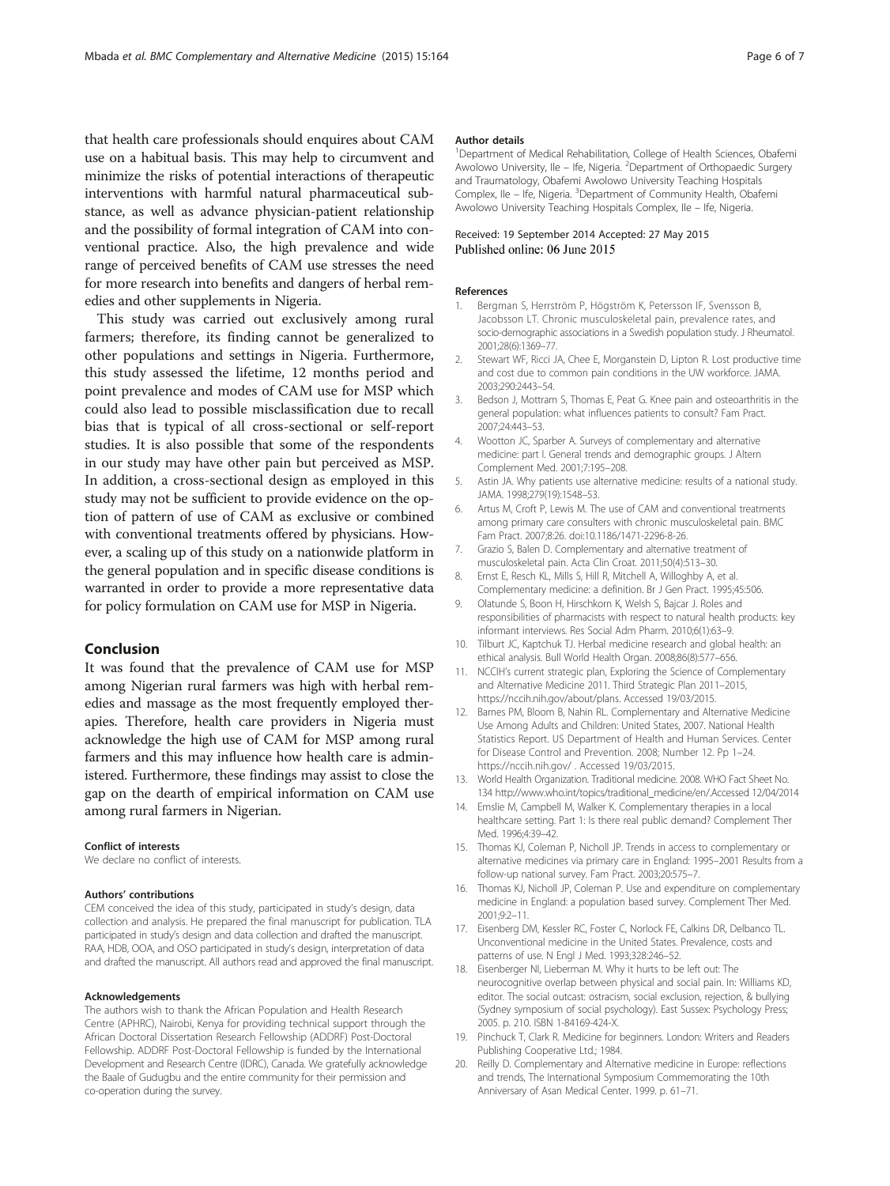that health care professionals should enquires about CAM use on a habitual basis. This may help to circumvent and minimize the risks of potential interactions of therapeutic interventions with harmful natural pharmaceutical substance, as well as advance physician-patient relationship and the possibility of formal integration of CAM into conventional practice. Also, the high prevalence and wide range of perceived benefits of CAM use stresses the need for more research into benefits and dangers of herbal remedies and other supplements in Nigeria.

This study was carried out exclusively among rural farmers; therefore, its finding cannot be generalized to other populations and settings in Nigeria. Furthermore, this study assessed the lifetime, 12 months period and point prevalence and modes of CAM use for MSP which could also lead to possible misclassification due to recall bias that is typical of all cross-sectional or self-report studies. It is also possible that some of the respondents in our study may have other pain but perceived as MSP. In addition, a cross-sectional design as employed in this study may not be sufficient to provide evidence on the option of pattern of use of CAM as exclusive or combined with conventional treatments offered by physicians. However, a scaling up of this study on a nationwide platform in the general population and in specific disease conditions is warranted in order to provide a more representative data for policy formulation on CAM use for MSP in Nigeria.

## Conclusion

It was found that the prevalence of CAM use for MSP among Nigerian rural farmers was high with herbal remedies and massage as the most frequently employed therapies. Therefore, health care providers in Nigeria must acknowledge the high use of CAM for MSP among rural farmers and this may influence how health care is administered. Furthermore, these findings may assist to close the gap on the dearth of empirical information on CAM use among rural farmers in Nigerian.

#### Conflict of interests

We declare no conflict of interests.

#### Authors' contributions

CEM conceived the idea of this study, participated in study's design, data collection and analysis. He prepared the final manuscript for publication. TLA participated in study's design and data collection and drafted the manuscript. RAA, HDB, OOA, and OSO participated in study's design, interpretation of data and drafted the manuscript. All authors read and approved the final manuscript.

#### Acknowledgements

The authors wish to thank the African Population and Health Research Centre (APHRC), Nairobi, Kenya for providing technical support through the African Doctoral Dissertation Research Fellowship (ADDRF) Post-Doctoral Fellowship. ADDRF Post-Doctoral Fellowship is funded by the International Development and Research Centre (IDRC), Canada. We gratefully acknowledge the Baale of Gudugbu and the entire community for their permission and co-operation during the survey.

#### Author details

[1]Department of Medical Rehabilitation, College of Health Sciences, Obafemi Awolowo University, Ile – Ife, Nigeria. [2]Department of Orthopaedic Surgery and Traumatology, Obafemi Awolowo University Teaching Hospitals Complex, Ile – Ife, Nigeria. [3]Department of Community Health, Obafemi Awolowo University Teaching Hospitals Complex, Ile – Ife, Nigeria.

Received: 19 September 2014 Accepted: 27 May 2015
Published online: 06 June 2015

#### References

1. Bergman S, Herrström P, Högström K, Petersson IF, Svensson B, Jacobsson LT. Chronic musculoskeletal pain, prevalence rates, and socio-demographic associations in a Swedish population study. J Rheumatol. 2001;28(6):1369–77.
2. Stewart WF, Ricci JA, Chee E, Morganstein D, Lipton R. Lost productive time and cost due to common pain conditions in the UW workforce. JAMA. 2003;290:2443–54.
3. Bedson J, Mottram S, Thomas E, Peat G. Knee pain and osteoarthritis in the general population: what influences patients to consult? Fam Pract. 2007;24:443–53.
4. Wootton JC, Sparber A. Surveys of complementary and alternative medicine: part I. General trends and demographic groups. J Altern Complement Med. 2001;7:195–208.
5. Astin JA. Why patients use alternative medicine: results of a national study. JAMA. 1998;279(19):1548–53.
6. Artus M, Croft P, Lewis M. The use of CAM and conventional treatments among primary care consulters with chronic musculoskeletal pain. BMC Fam Pract. 2007;8:26. doi:10.1186/1471-2296-8-26.
7. Grazio S, Balen D. Complementary and alternative treatment of musculoskeletal pain. Acta Clin Croat. 2011;50(4):513–30.
8. Ernst E, Resch KL, Mills S, Hill R, Mitchell A, Willoghby A, et al. Complementary medicine: a definition. Br J Gen Pract. 1995;45:506.
9. Olatunde S, Boon H, Hirschkorn K, Welsh S, Bajcar J. Roles and responsibilities of pharmacists with respect to natural health products: key informant interviews. Res Social Adm Pharm. 2010;6(1):63–9.
10. Tilburt JC, Kaptchuk TJ. Herbal medicine research and global health: an ethical analysis. Bull World Health Organ. 2008;86(8):577–656.
11. NCCIH's current strategic plan, Exploring the Science of Complementary and Alternative Medicine 2011. Third Strategic Plan 2011–2015, https://nccih.nih.gov/about/plans. Accessed 19/03/2015.
12. Barnes PM, Bloom B, Nahin RL. Complementary and Alternative Medicine Use Among Adults and Children: United States, 2007. National Health Statistics Report. US Department of Health and Human Services. Center for Disease Control and Prevention. 2008; Number 12. Pp 1–24. https://nccih.nih.gov/ . Accessed 19/03/2015.
13. World Health Organization. Traditional medicine. 2008. WHO Fact Sheet No. 134 http://www.who.int/topics/traditional_medicine/en/.Accessed 12/04/2014
14. Emslie M, Campbell M, Walker K. Complementary therapies in a local healthcare setting. Part 1: Is there real public demand? Complement Ther Med. 1996;4:39–42.
15. Thomas KJ, Coleman P, Nicholl JP. Trends in access to complementary or alternative medicines via primary care in England: 1995–2001 Results from a follow-up national survey. Fam Pract. 2003;20:575–7.
16. Thomas KJ, Nicholl JP, Coleman P. Use and expenditure on complementary medicine in England: a population based survey. Complement Ther Med. 2001;9:2–11.
17. Eisenberg DM, Kessler RC, Foster C, Norlock FE, Calkins DR, Delbanco TL. Unconventional medicine in the United States. Prevalence, costs and patterns of use. N Engl J Med. 1993;328:246–52.
18. Eisenberger NI, Lieberman M. Why it hurts to be left out: The neurocognitive overlap between physical and social pain. In: Williams KD, editor. The social outcast: ostracism, social exclusion, rejection, & bullying (Sydney symposium of social psychology). East Sussex: Psychology Press; 2005. p. 210. ISBN 1-84169-424-X.
19. Pinchuck T, Clark R. Medicine for beginners. London: Writers and Readers Publishing Cooperative Ltd.; 1984.
20. Reilly D. Complementary and Alternative medicine in Europe: reflections and trends, The International Symposium Commemorating the 10th Anniversary of Asan Medical Center. 1999. p. 61–71.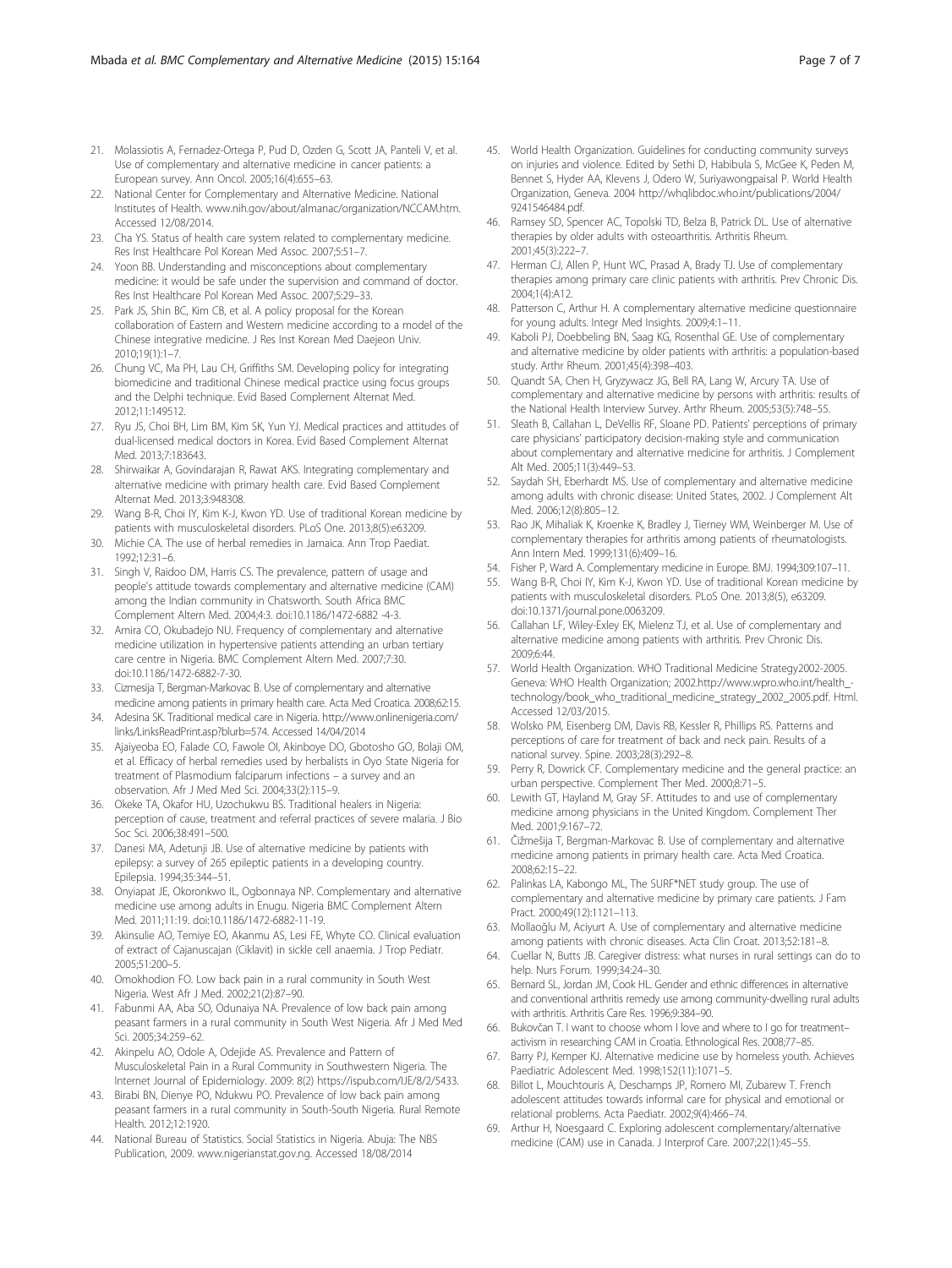21. Molassiotis A, Fernadez-Ortega P, Pud D, Ozden G, Scott JA, Panteli V, et al. Use of complementary and alternative medicine in cancer patients: a European survey. Ann Oncol. 2005;16(4):655–63.
22. National Center for Complementary and Alternative Medicine. National Institutes of Health. www.nih.gov/about/almanac/organization/NCCAM.htm. Accessed 12/08/2014.
23. Cha YS. Status of health care system related to complementary medicine. Res Inst Healthcare Pol Korean Med Assoc. 2007;5:51–7.
24. Yoon BB. Understanding and misconceptions about complementary medicine: it would be safe under the supervision and command of doctor. Res Inst Healthcare Pol Korean Med Assoc. 2007;5:29–33.
25. Park JS, Shin BC, Kim CB, et al. A policy proposal for the Korean collaboration of Eastern and Western medicine according to a model of the Chinese integrative medicine. J Res Inst Korean Med Daejeon Univ. 2010;19(1):1–7.
26. Chung VC, Ma PH, Lau CH, Griffiths SM. Developing policy for integrating biomedicine and traditional Chinese medical practice using focus groups and the Delphi technique. Evid Based Complement Alternat Med. 2012;11:149512.
27. Ryu JS, Choi BH, Lim BM, Kim SK, Yun YJ. Medical practices and attitudes of dual-licensed medical doctors in Korea. Evid Based Complement Alternat Med. 2013;7:183643.
28. Shirwaikar A, Govindarajan R, Rawat AKS. Integrating complementary and alternative medicine with primary health care. Evid Based Complement Alternat Med. 2013;3:948308.
29. Wang B-R, Choi IY, Kim K-J, Kwon YD. Use of traditional Korean medicine by patients with musculoskeletal disorders. PLoS One. 2013;8(5):e63209.
30. Michie CA. The use of herbal remedies in Jamaica. Ann Trop Paediat. 1992;12:31–6.
31. Singh V, Raidoo DM, Harris CS. The prevalence, pattern of usage and people's attitude towards complementary and alternative medicine (CAM) among the Indian community in Chatsworth. South Africa BMC Complement Altern Med. 2004;4:3. doi:10.1186/1472-6882 -4-3.
32. Amira CO, Okubadejo NU. Frequency of complementary and alternative medicine utilization in hypertensive patients attending an urban tertiary care centre in Nigeria. BMC Complement Altern Med. 2007;7:30. doi:10.1186/1472-6882-7-30.
33. Cizmesija T, Bergman-Markovac B. Use of complementary and alternative medicine among patients in primary health care. Acta Med Croatica. 2008;62:15.
34. Adesina SK. Traditional medical care in Nigeria. http://www.onlinenigeria.com/links/LinksReadPrint.asp?blurb=574. Accessed 14/04/2014
35. Ajaiyeoba EO, Falade CO, Fawole OI, Akinboye DO, Gbotosho GO, Bolaji OM, et al. Efficacy of herbal remedies used by herbalists in Oyo State Nigeria for treatment of Plasmodium falciparum infections – a survey and an observation. Afr J Med Med Sci. 2004;33(2):115–9.
36. Okeke TA, Okafor HU, Uzochukwu BS. Traditional healers in Nigeria: perception of cause, treatment and referral practices of severe malaria. J Bio Soc Sci. 2006;38:491–500.
37. Danesi MA, Adetunji JB. Use of alternative medicine by patients with epilepsy: a survey of 265 epileptic patients in a developing country. Epilepsia. 1994;35:344–51.
38. Onyiapat JE, Okoronkwo IL, Ogbonnaya NP. Complementary and alternative medicine use among adults in Enugu. Nigeria BMC Complement Altern Med. 2011;11:19. doi:10.1186/1472-6882-11-19.
39. Akinsulie AO, Temiye EO, Akanmu AS, Lesi FE, Whyte CO. Clinical evaluation of extract of Cajanuscajan (Ciklavit) in sickle cell anaemia. J Trop Pediatr. 2005;51:200–5.
40. Omokhodion FO. Low back pain in a rural community in South West Nigeria. West Afr J Med. 2002;21(2):87–90.
41. Fabunmi AA, Aba SO, Odunaiya NA. Prevalence of low back pain among peasant farmers in a rural community in South West Nigeria. Afr J Med Med Sci. 2005;34:259–62.
42. Akinpelu AO, Odole A, Odejide AS. Prevalence and Pattern of Musculoskeletal Pain in a Rural Community in Southwestern Nigeria. The Internet Journal of Epidemiology. 2009: 8(2) https://ispub.com/IJE/8/2/5433.
43. Birabi BN, Dienye PO, Ndukwu PO. Prevalence of low back pain among peasant farmers in a rural community in South-South Nigeria. Rural Remote Health. 2012;12:1920.
44. National Bureau of Statistics. Social Statistics in Nigeria. Abuja: The NBS Publication, 2009. www.nigerianstat.gov.ng. Accessed 18/08/2014
45. World Health Organization. Guidelines for conducting community surveys on injuries and violence. Edited by Sethi D, Habibula S, McGee K, Peden M, Bennet S, Hyder AA, Klevens J, Odero W, Suriyawongpaisal P. World Health Organization, Geneva. 2004 http://whqlibdoc.who.int/publications/2004/9241546484.pdf.
46. Ramsey SD, Spencer AC, Topolski TD, Belza B, Patrick DL. Use of alternative therapies by older adults with osteoarthritis. Arthritis Rheum. 2001;45(3):222–7.
47. Herman CJ, Allen P, Hunt WC, Prasad A, Brady TJ. Use of complementary therapies among primary care clinic patients with arthritis. Prev Chronic Dis. 2004;1(4):A12.
48. Patterson C, Arthur H. A complementary alternative medicine questionnaire for young adults. Integr Med Insights. 2009;4:1–11.
49. Kaboli PJ, Doebbeling BN, Saag KG, Rosenthal GE. Use of complementary and alternative medicine by older patients with arthritis: a population-based study. Arthr Rheum. 2001;45(4):398–403.
50. Quandt SA, Chen H, Gryzywacz JG, Bell RA, Lang W, Arcury TA. Use of complementary and alternative medicine by persons with arthritis: results of the National Health Interview Survey. Arthr Rheum. 2005;53(5):748–55.
51. Sleath B, Callahan L, DeVellis RF, Sloane PD. Patients' perceptions of primary care physicians' participatory decision-making style and communication about complementary and alternative medicine for arthritis. J Complement Alt Med. 2005;11(3):449–53.
52. Saydah SH, Eberhardt MS. Use of complementary and alternative medicine among adults with chronic disease: United States, 2002. J Complement Alt Med. 2006;12(8):805–12.
53. Rao JK, Mihaliak K, Kroenke K, Bradley J, Tierney WM, Weinberger M. Use of complementary therapies for arthritis among patients of rheumatologists. Ann Intern Med. 1999;131(6):409–16.
54. Fisher P, Ward A. Complementary medicine in Europe. BMJ. 1994;309:107–11.
55. Wang B-R, Choi IY, Kim K-J, Kwon YD. Use of traditional Korean medicine by patients with musculoskeletal disorders. PLoS One. 2013;8(5), e63209. doi:10.1371/journal.pone.0063209.
56. Callahan LF, Wiley-Exley EK, Mielenz TJ, et al. Use of complementary and alternative medicine among patients with arthritis. Prev Chronic Dis. 2009;6:44.
57. World Health Organization. WHO Traditional Medicine Strategy2002-2005. Geneva: WHO Health Organization; 2002.http://www.wpro.who.int/health_technology/book_who_traditional_medicine_strategy_2002_2005.pdf. Html. Accessed 12/03/2015.
58. Wolsko PM, Eisenberg DM, Davis RB, Kessler R, Phillips RS. Patterns and perceptions of care for treatment of back and neck pain. Results of a national survey. Spine. 2003;28(3):292–8.
59. Perry R, Dowrick CF. Complementary medicine and the general practice: an urban perspective. Complement Ther Med. 2000;8:71–5.
60. Lewith GT, Hayland M, Gray SF. Attitudes to and use of complementary medicine among physicians in the United Kingdom. Complement Ther Med. 2001;9:167–72.
61. Čižmešija T, Bergman-Markovac B. Use of complementary and alternative medicine among patients in primary health care. Acta Med Croatica. 2008;62:15–22.
62. Palinkas LA, Kabongo ML, The SURF*NET study group. The use of complementary and alternative medicine by primary care patients. J Fam Pract. 2000;49(12):1121–113.
63. Mollaoğlu M, Aciyurt A. Use of complementary and alternative medicine among patients with chronic diseases. Acta Clin Croat. 2013;52:181–8.
64. Cuellar N, Butts JB. Caregiver distress: what nurses in rural settings can do to help. Nurs Forum. 1999;34:24–30.
65. Bernard SL, Jordan JM, Cook HL. Gender and ethnic differences in alternative and conventional arthritis remedy use among community-dwelling rural adults with arthritis. Arthritis Care Res. 1996;9:384–90.
66. Bukovčan T. I want to choose whom I love and where to I go for treatment–activism in researching CAM in Croatia. Ethnological Res. 2008;77–85.
67. Barry PJ, Kemper KJ. Alternative medicine use by homeless youth. Achieves Paediatric Adolescent Med. 1998;152(11):1071–5.
68. Billot L, Mouchtouris A, Deschamps JP, Romero MI, Zubarew T. French adolescent attitudes towards informal care for physical and emotional or relational problems. Acta Paediatr. 2002;9(4):466–74.
69. Arthur H, Noesgaard C. Exploring adolescent complementary/alternative medicine (CAM) use in Canada. J Interprof Care. 2007;22(1):45–55.